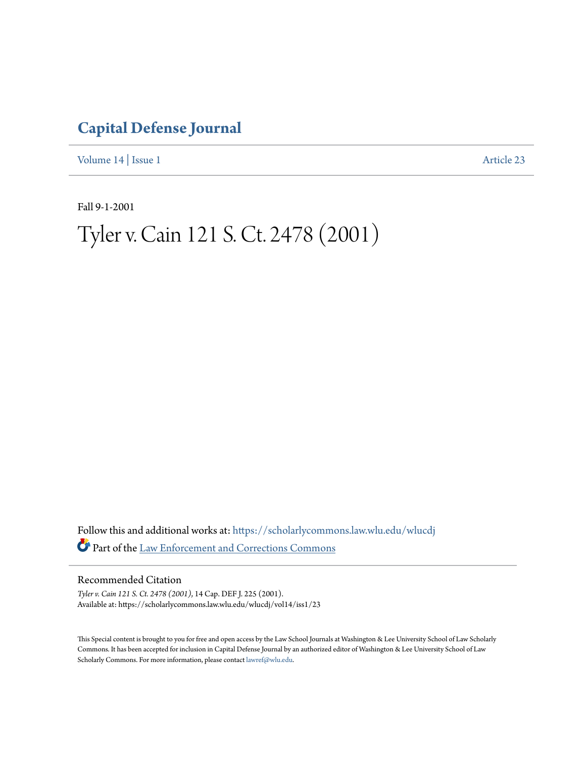# Capital Defense Journal

Volume 14 | Issue 1 Article 23

Fall 9-1-2001

# Tyler v. Cain 121 S. Ct. 2478 (2001)

Follow this and additional works at: https://scholarlycommons.law.wlu.edu/wlucdj

Part of the Law Enforcement and Corrections Commons

## Recommended Citation

*Tyler v. Cain 121 S. Ct. 2478 (2001)*, 14 Cap. DEF J. 225 (2001).
Available at: https://scholarlycommons.law.wlu.edu/wlucdj/vol14/iss1/23

This Special content is brought to you for free and open access by the Law School Journals at Washington & Lee University School of Law Scholarly Commons. It has been accepted for inclusion in Capital Defense Journal by an authorized editor of Washington & Lee University School of Law Scholarly Commons. For more information, please contact lawref@wlu.edu.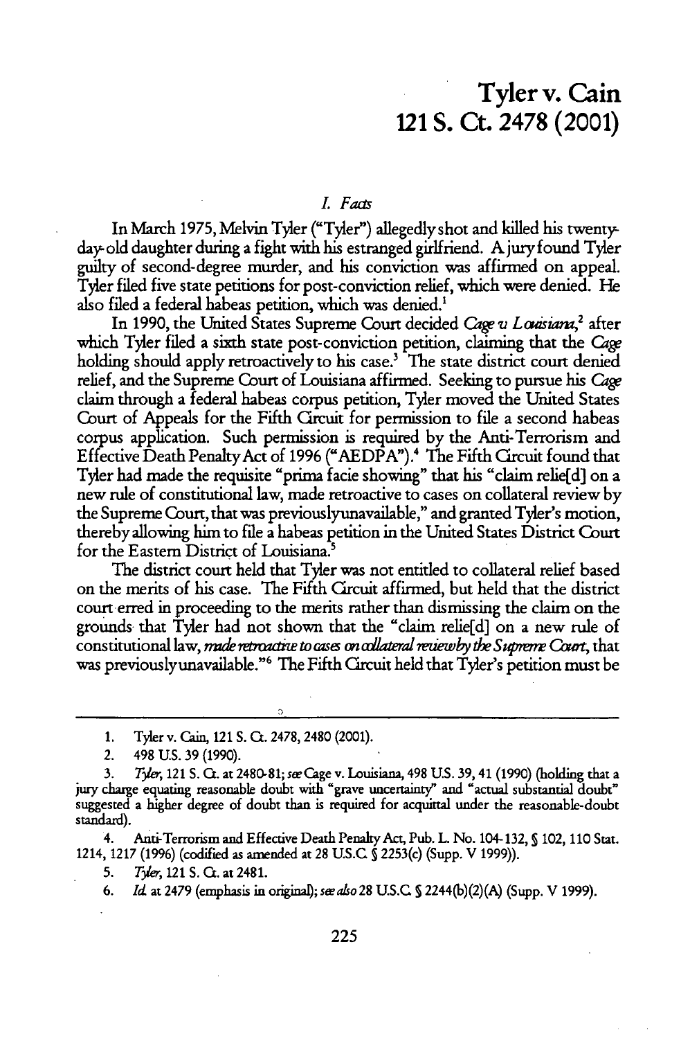# Tyler v. Cain
## 121 S. Ct. 2478 (2001)

### *I. Facts*

In March 1975, Melvin Tyler ("Tyler") allegedly shot and killed his twenty-day-old daughter during a fight with his estranged girlfriend. A jury found Tyler guilty of second-degree murder, and his conviction was affirmed on appeal. Tyler filed five state petitions for post-conviction relief, which were denied. He also filed a federal habeas petition, which was denied.[1]

In 1990, the United States Supreme Court decided *Cage v. Louisiana*,[2] after which Tyler filed a sixth state post-conviction petition, claiming that the *Cage* holding should apply retroactively to his case.[3] The state district court denied relief, and the Supreme Court of Louisiana affirmed. Seeking to pursue his *Cage* claim through a federal habeas corpus petition, Tyler moved the United States Court of Appeals for the Fifth Circuit for permission to file a second habeas corpus application. Such permission is required by the Anti-Terrorism and Effective Death Penalty Act of 1996 ("AEDPA").[4] The Fifth Circuit found that Tyler had made the requisite "prima facie showing" that his "claim relie[d] on a new rule of constitutional law, made retroactive to cases on collateral review by the Supreme Court, that was previously unavailable," and granted Tyler's motion, thereby allowing him to file a habeas petition in the United States District Court for the Eastern District of Louisiana.[5]

The district court held that Tyler was not entitled to collateral relief based on the merits of his case. The Fifth Circuit affirmed, but held that the district court erred in proceeding to the merits rather than dismissing the claim on the grounds that Tyler had not shown that the "claim relie[d] on a new rule of constitutional law, *made retroactive to cases on collateral review by the Supreme Court*, that was previously unavailable."[6] The Fifth Circuit held that Tyler's petition must be

---

1. Tyler v. Cain, 121 S. Ct. 2478, 2480 (2001).

2. 498 U.S. 39 (1990).

3. *Tyler*, 121 S. Ct. at 2480-81; *see* Cage v. Louisiana, 498 U.S. 39, 41 (1990) (holding that a jury charge equating reasonable doubt with "grave uncertainty" and "actual substantial doubt" suggested a higher degree of doubt than is required for acquittal under the reasonable-doubt standard).

4. Anti-Terrorism and Effective Death Penalty Act, Pub. L. No. 104-132, § 102, 110 Stat. 1214, 1217 (1996) (codified as amended at 28 U.S.C. § 2253(c) (Supp. V 1999)).

5. *Tyler*, 121 S. Ct. at 2481.

6. *Id.* at 2479 (emphasis in original); *see also* 28 U.S.C. § 2244(b)(2)(A) (Supp. V 1999).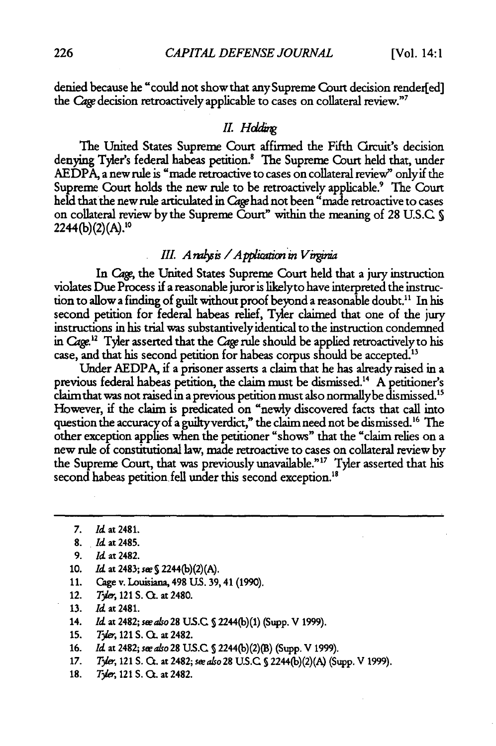denied because he "could not show that any Supreme Court decision render[ed] the *Cage* decision retroactively applicable to cases on collateral review."[7]

## *II. Holding*

The United States Supreme Court affirmed the Fifth Circuit's decision denying Tyler's federal habeas petition.[8] The Supreme Court held that, under AEDPA, a new rule is "made retroactive to cases on collateral review" only if the Supreme Court holds the new rule to be retroactively applicable.[9] The Court held that the new rule articulated in *Cage* had not been "made retroactive to cases on collateral review by the Supreme Court" within the meaning of 28 U.S.C. § 2244(b)(2)(A).[10]

## *III. Analysis / Application in Virginia*

In *Cage*, the United States Supreme Court held that a jury instruction violates Due Process if a reasonable juror is likely to have interpreted the instruction to allow a finding of guilt without proof beyond a reasonable doubt.[11] In his second petition for federal habeas relief, Tyler claimed that one of the jury instructions in his trial was substantively identical to the instruction condemned in *Cage*.[12] Tyler asserted that the *Cage* rule should be applied retroactively to his case, and that his second petition for habeas corpus should be accepted.[13]

Under AEDPA, if a prisoner asserts a claim that he has already raised in a previous federal habeas petition, the claim must be dismissed.[14] A petitioner's claim that was not raised in a previous petition must also normally be dismissed.[15] However, if the claim is predicated on "newly discovered facts that call into question the accuracy of a guilty verdict," the claim need not be dismissed.[16] The other exception applies when the petitioner "shows" that the "claim relies on a new rule of constitutional law, made retroactive to cases on collateral review by the Supreme Court, that was previously unavailable."[17] Tyler asserted that his second habeas petition fell under this second exception.[18]

---

7. *Id.* at 2481.
8. *Id.* at 2485.
9. *Id.* at 2482.
10. *Id.* at 2483; *see* § 2244(b)(2)(A).
11. Cage v. Louisiana, 498 U.S. 39, 41 (1990).
12. *Tyler*, 121 S. Ct. at 2480.
13. *Id.* at 2481.
14. *Id.* at 2482; *see also* 28 U.S.C. § 2244(b)(1) (Supp. V 1999).
15. *Tyler*, 121 S. Ct. at 2482.
16. *Id.* at 2482; *see also* 28 U.S.C. § 2244(b)(2)(B) (Supp. V 1999).
17. *Tyler*, 121 S. Ct. at 2482; *see also* 28 U.S.C. § 2244(b)(2)(A) (Supp. V 1999).
18. *Tyler*, 121 S. Ct. at 2482.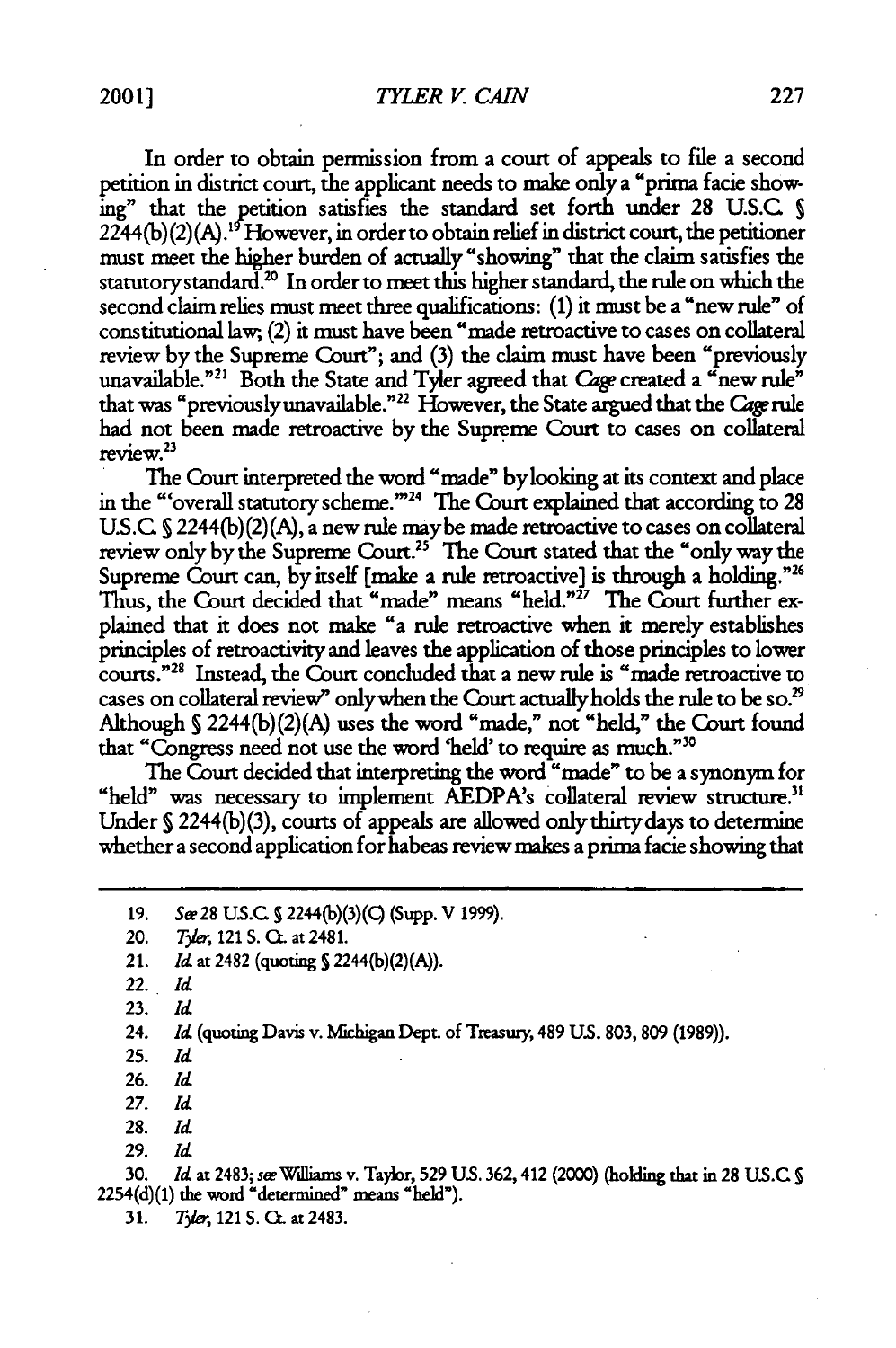In order to obtain permission from a court of appeals to file a second petition in district court, the applicant needs to make only a "prima facie showing" that the petition satisfies the standard set forth under 28 U.S.C. § 2244(b)(2)(A).[19] However, in order to obtain relief in district court, the petitioner must meet the higher burden of actually "showing" that the claim satisfies the statutory standard.[20] In order to meet this higher standard, the rule on which the second claim relies must meet three qualifications: (1) it must be a "new rule" of constitutional law; (2) it must have been "made retroactive to cases on collateral review by the Supreme Court"; and (3) the claim must have been "previously unavailable."[21] Both the State and Tyler agreed that *Cage* created a "new rule" that was "previously unavailable."[22] However, the State argued that the *Cage* rule had not been made retroactive by the Supreme Court to cases on collateral review.[23]

The Court interpreted the word "made" by looking at its context and place in the "'overall statutory scheme.'"[24] The Court explained that according to 28 U.S.C. § 2244(b)(2)(A), a new rule may be made retroactive to cases on collateral review only by the Supreme Court.[25] The Court stated that the "only way the Supreme Court can, by itself [make a rule retroactive] is through a holding."[26] Thus, the Court decided that "made" means "held."[27] The Court further explained that it does not make "a rule retroactive when it merely establishes principles of retroactivity and leaves the application of those principles to lower courts."[28] Instead, the Court concluded that a new rule is "made retroactive to cases on collateral review" only when the Court actually holds the rule to be so.[29] Although § 2244(b)(2)(A) uses the word "made," not "held," the Court found that "Congress need not use the word 'held' to require as much."[30]

The Court decided that interpreting the word "made" to be a synonym for "held" was necessary to implement AEDPA's collateral review structure.[31] Under § 2244(b)(3), courts of appeals are allowed only thirty days to determine whether a second application for habeas review makes a prima facie showing that

---

19. *See* 28 U.S.C. § 2244(b)(3)(C) (Supp. V 1999).

20. *Tyler*, 121 S. Ct. at 2481.

21. *Id.* at 2482 (quoting § 2244(b)(2)(A)).

22. *Id.*

23. *Id.*

24. *Id.* (quoting Davis v. Michigan Dept. of Treasury, 489 U.S. 803, 809 (1989)).

25. *Id.*

26. *Id.*

27. *Id.*

28. *Id.*

29. *Id.*

30. *Id.* at 2483; *see* Williams v. Taylor, 529 U.S. 362, 412 (2000) (holding that in 28 U.S.C. § 2254(d)(1) the word "determined" means "held").

31. *Tyler*, 121 S. Ct. at 2483.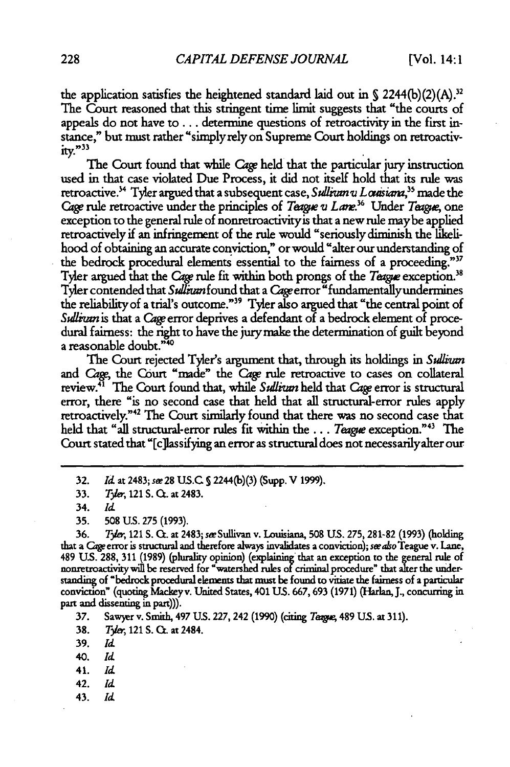the application satisfies the heightened standard laid out in § 2244(b)(2)(A).[32] The Court reasoned that this stringent time limit suggests that "the courts of appeals do not have to . . . determine questions of retroactivity in the first instance," but must rather "simply rely on Supreme Court holdings on retroactivity."[33]

The Court found that while *Cage* held that the particular jury instruction used in that case violated Due Process, it did not itself hold that its rule was retroactive.[34] Tyler argued that a subsequent case, *Sullivan v. Louisiana*,[35] made the *Cage* rule retroactive under the principles of *Teague v. Lane*.[36] Under *Teague*, one exception to the general rule of nonretroactivity is that a new rule may be applied retroactively if an infringement of the rule would "seriously diminish the likelihood of obtaining an accurate conviction," or would "alter our understanding of the bedrock procedural elements essential to the fairness of a proceeding."[37] Tyler argued that the *Cage* rule fit within both prongs of the *Teague* exception.[38] Tyler contended that *Sullivan* found that a *Cage* error "fundamentally undermines the reliability of a trial's outcome."[39] Tyler also argued that "the central point of *Sullivan* is that a *Cage* error deprives a defendant of a bedrock element of procedural fairness: the right to have the jury make the determination of guilt beyond a reasonable doubt."[40]

The Court rejected Tyler's argument that, through its holdings in *Sullivan* and *Cage*, the Court "made" the *Cage* rule retroactive to cases on collateral review.[41] The Court found that, while *Sullivan* held that *Cage* error is structural error, there "is no second case that held that all structural-error rules apply retroactively."[42] The Court similarly found that there was no second case that held that "all structural-error rules fit within the . . . *Teague* exception."[43] The Court stated that "[c]lassifying an error as structural does not necessarily alter our

---

32. *Id.* at 2483; *see* 28 U.S.C. § 2244(b)(3) (Supp. V 1999).

33. *Tyler*, 121 S. Ct. at 2483.

34. *Id.*

35. 508 U.S. 275 (1993).

36. *Tyler*, 121 S. Ct. at 2483; *see* Sullivan v. Louisiana, 508 U.S. 275, 281-82 (1993) (holding that a *Cage* error is structural and therefore always invalidates a conviction); *see also* Teague v. Lane, 489 U.S. 288, 311 (1989) (plurality opinion) (explaining that an exception to the general rule of nonretroactivity will be reserved for "watershed rules of criminal procedure" that alter the understanding of "bedrock procedural elements that must be found to vitiate the fairness of a particular conviction" (quoting Mackey v. United States, 401 U.S. 667, 693 (1971) (Harlan, J., concurring in part and dissenting in part))).

37. Sawyer v. Smith, 497 U.S. 227, 242 (1990) (citing *Teague*, 489 U.S. at 311).

38. *Tyler*, 121 S. Ct. at 2484.

39. *Id.*

40. *Id.*

41. *Id.*

42. *Id.*

43. *Id.*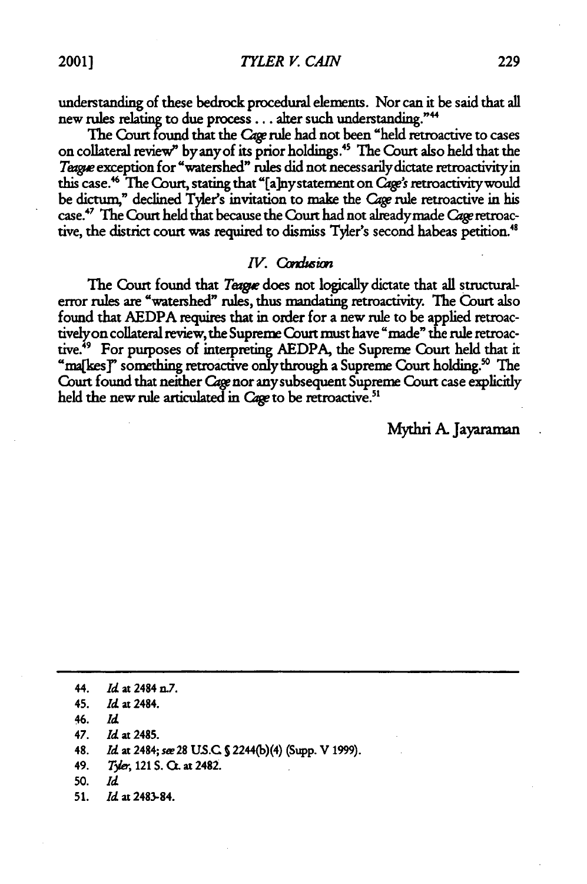understanding of these bedrock procedural elements. Nor can it be said that all new rules relating to due process . . . alter such understanding."[44]

The Court found that the *Cage* rule had not been "held retroactive to cases on collateral review" by any of its prior holdings.[45] The Court also held that the *Teague* exception for "watershed" rules did not necessarily dictate retroactivity in this case.[46] The Court, stating that "[a]ny statement on *Cage's* retroactivity would be dictum," declined Tyler's invitation to make the *Cage* rule retroactive in his case.[47] The Court held that because the Court had not already made *Cage* retroactive, the district court was required to dismiss Tyler's second habeas petition.[48]

## *IV. Conclusion*

The Court found that *Teague* does not logically dictate that all structural-error rules are "watershed" rules, thus mandating retroactivity. The Court also found that AEDPA requires that in order for a new rule to be applied retroactively on collateral review, the Supreme Court must have "made" the rule retroactive.[49] For purposes of interpreting AEDPA, the Supreme Court held that it "ma[kes]" something retroactive only through a Supreme Court holding.[50] The Court found that neither *Cage* nor any subsequent Supreme Court case explicitly held the new rule articulated in *Cage* to be retroactive.[51]

Mythri A. Jayaraman

---

44. *Id.* at 2484 n.7.
45. *Id.* at 2484.
46. *Id.*
47. *Id.* at 2485.
48. *Id.* at 2484; *see* 28 U.S.C. § 2244(b)(4) (Supp. V 1999).
49. *Tyler*, 121 S. Ct. at 2482.
50. *Id.*
51. *Id.* at 2483-84.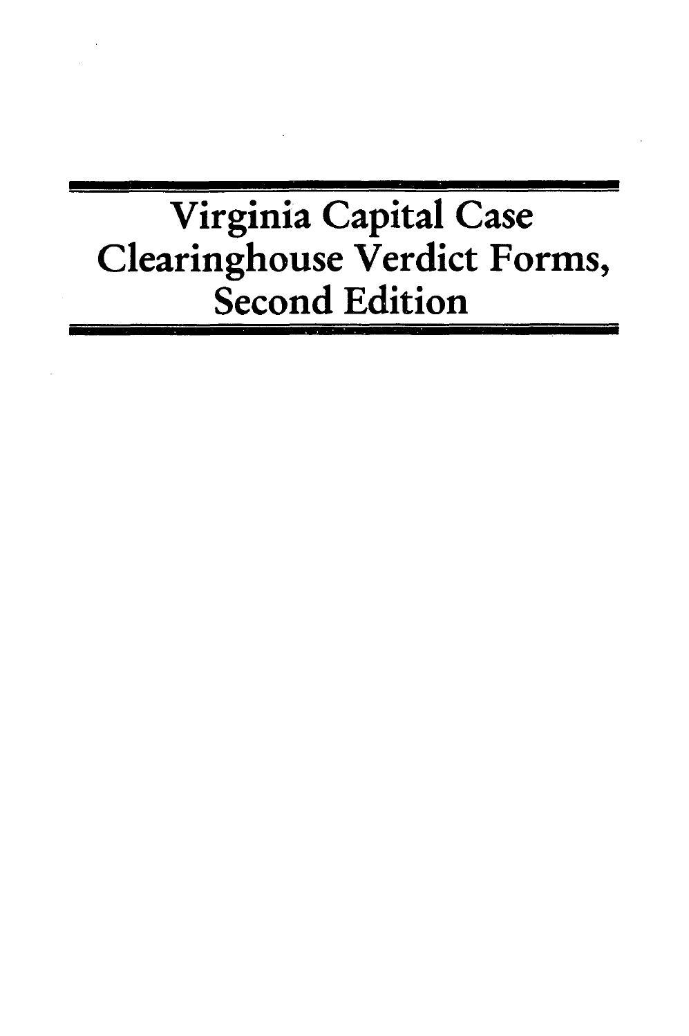# Virginia Capital Case Clearinghouse Verdict Forms, Second Edition